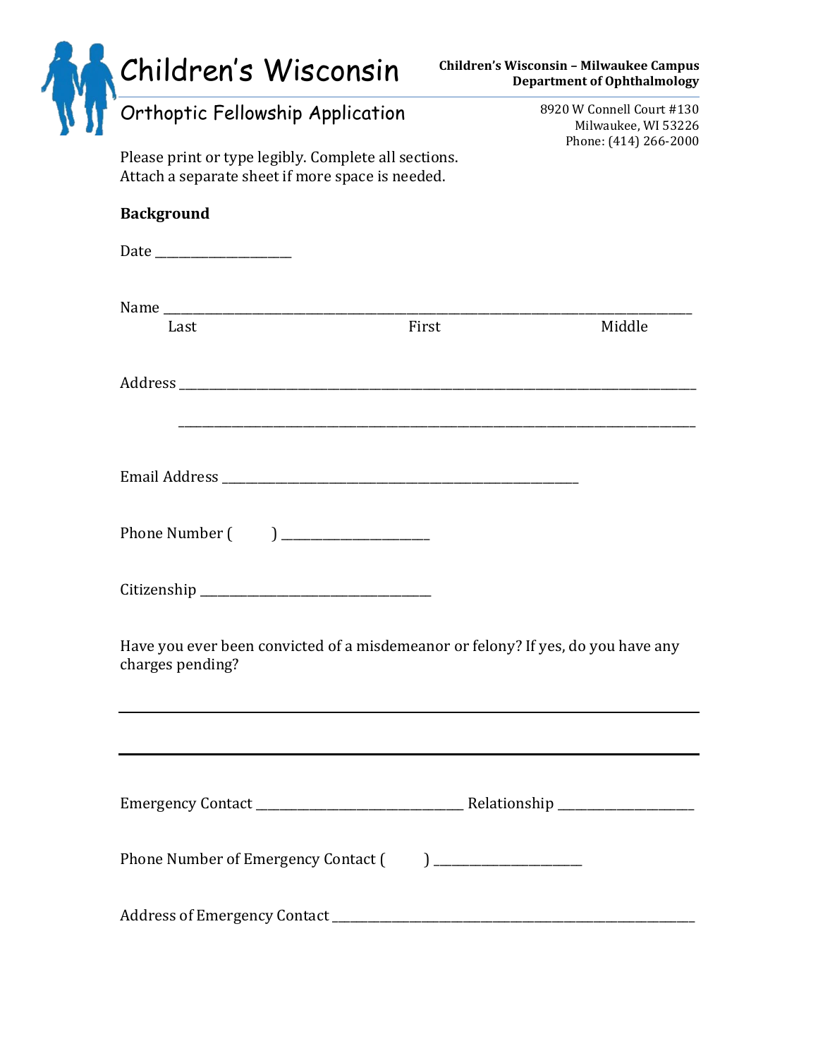# Children's Wisconsin

**Children's Wisconsin – Milwaukee Campus**
**Department of Ophthalmology**

## Orthoptic Fellowship Application

8920 W Connell Court #130
Milwaukee, WI 53226
Phone: (414) 266-2000

Please print or type legibly. Complete all sections.
Attach a separate sheet if more space is needed.

**Background**

Date ____________________

Name ______________________________________________________________________________
Last First Middle

Address ___________________________________________________________________________

_______________________________________________________________________________

Email Address ____________________________________________________

Phone Number ( ) ______________________

Citizenship __________________________________

Have you ever been convicted of a misdemeanor or felony? If yes, do you have any charges pending?

_______________________________________________________________________________

_______________________________________________________________________________

Emergency Contact _______________________________ Relationship ____________________

Phone Number of Emergency Contact ( ) ______________________

Address of Emergency Contact ______________________________________________________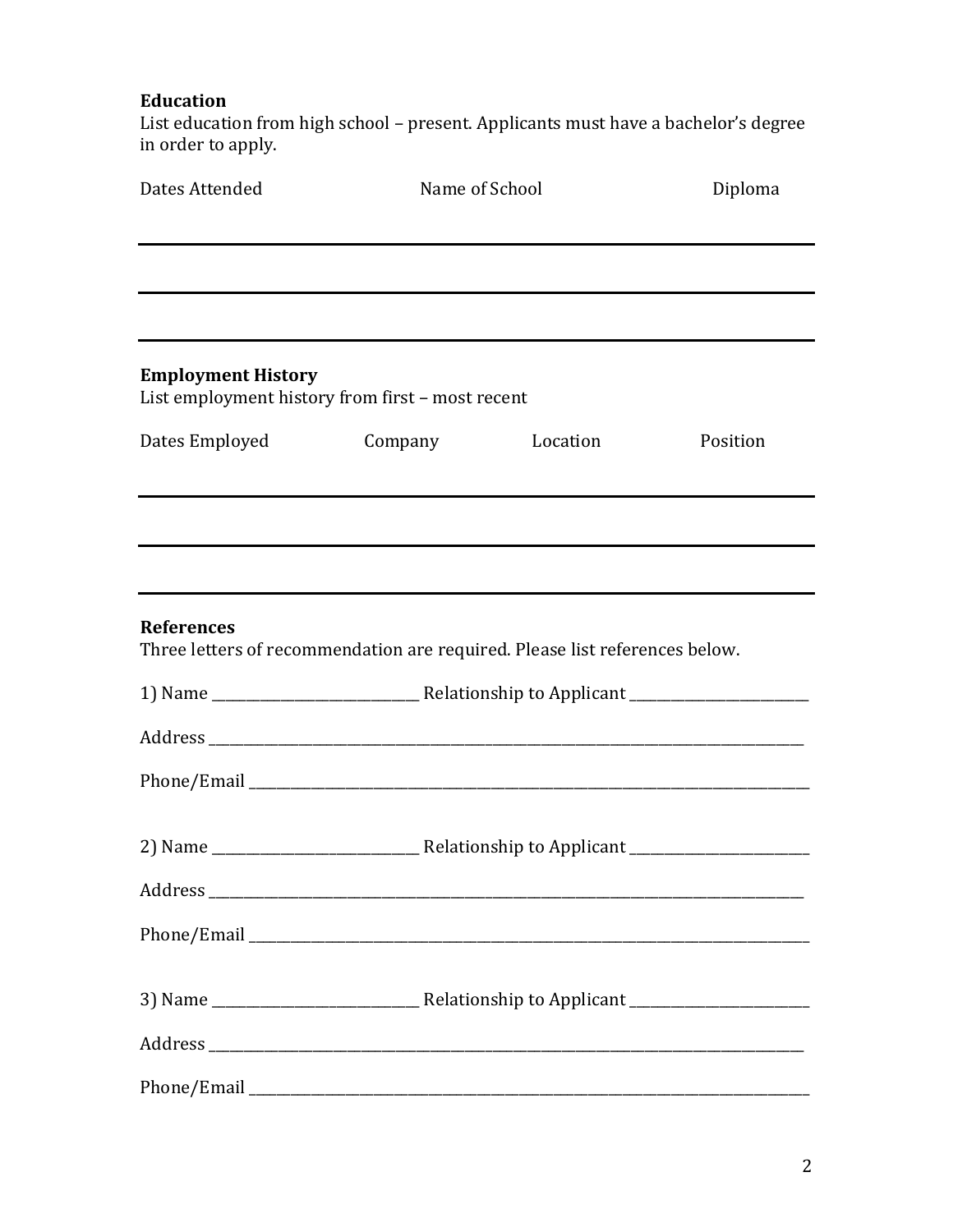**Education**

List education from high school – present. Applicants must have a bachelor's degree in order to apply.

| Dates Attended | Name of School | Diploma |
| --- | --- | --- |
| | | |
| | | |
| | | |

**Employment History**

List employment history from first – most recent

| Dates Employed | Company | Location | Position |
| --- | --- | --- | --- |
| | | | |
| | | | |
| | | | |

**References**

Three letters of recommendation are required. Please list references below.

1) Name ____________________________ Relationship to Applicant ________________________

Address ____________________________________________________________________________________

Phone/Email ________________________________________________________________________________

2) Name ____________________________ Relationship to Applicant ________________________

Address ____________________________________________________________________________________

Phone/Email ________________________________________________________________________________

3) Name ____________________________ Relationship to Applicant ________________________

Address ____________________________________________________________________________________

Phone/Email ________________________________________________________________________________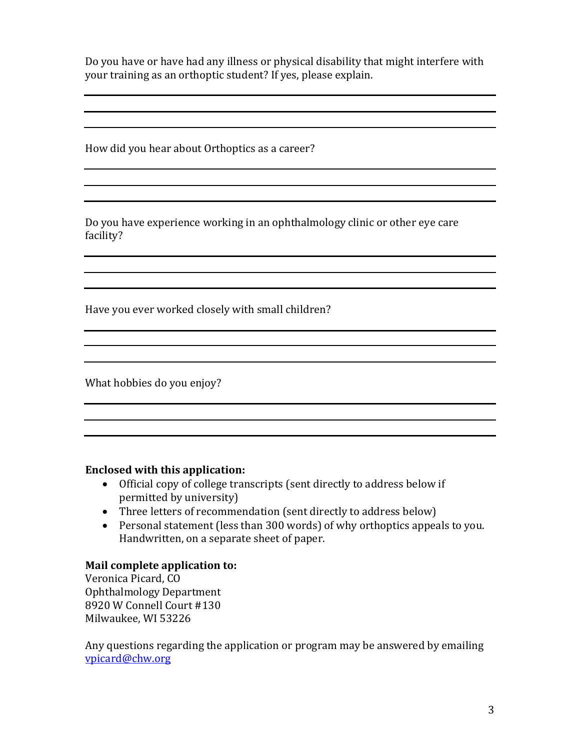Do you have or have had any illness or physical disability that might interfere with your training as an orthoptic student? If yes, please explain.

How did you hear about Orthoptics as a career?

Do you have experience working in an ophthalmology clinic or other eye care facility?

Have you ever worked closely with small children?

What hobbies do you enjoy?

**Enclosed with this application:**

- Official copy of college transcripts (sent directly to address below if permitted by university)
- Three letters of recommendation (sent directly to address below)
- Personal statement (less than 300 words) of why orthoptics appeals to you. Handwritten, on a separate sheet of paper.

**Mail complete application to:**
Veronica Picard, CO
Ophthalmology Department
8920 W Connell Court #130
Milwaukee, WI 53226

Any questions regarding the application or program may be answered by emailing vpicard@chw.org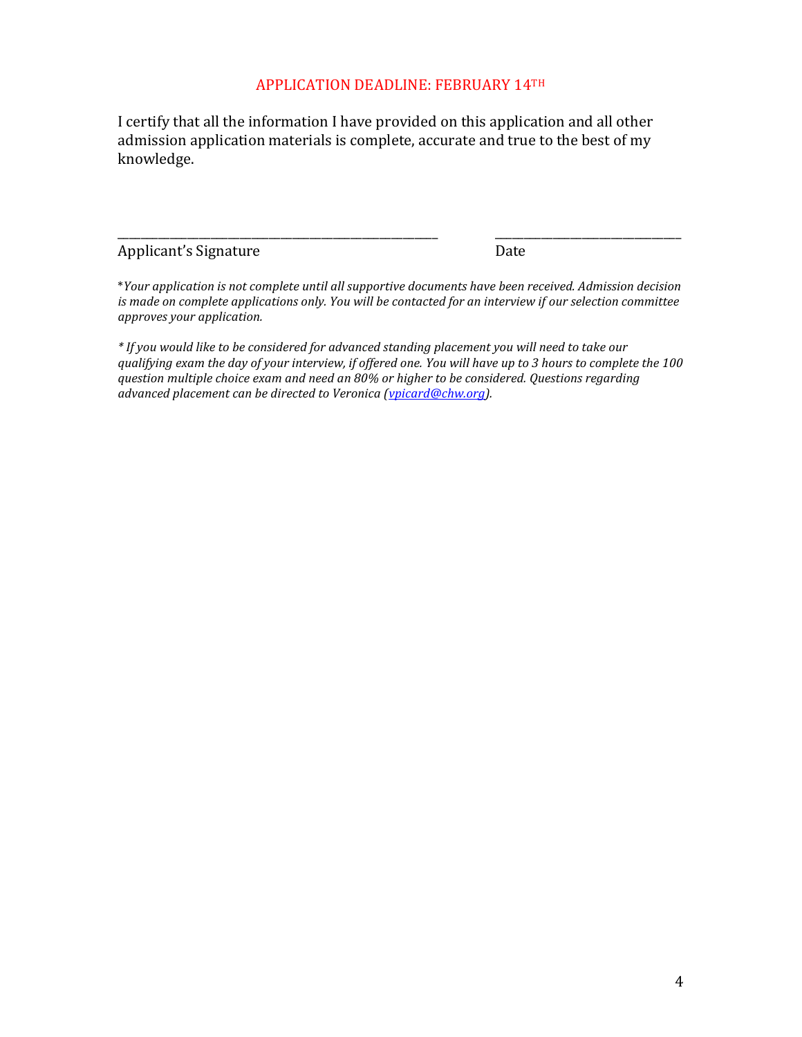APPLICATION DEADLINE: FEBRUARY 14TH

I certify that all the information I have provided on this application and all other admission application materials is complete, accurate and true to the best of my knowledge.

\_\_\_\_\_\_\_\_\_\_\_\_\_\_\_\_\_\_\_\_\_\_\_\_\_\_\_\_\_\_\_\_\_\_\_\_\_\_\_\_\_\_\_\_ \_\_\_\_\_\_\_\_\_\_\_\_\_\_\_\_\_\_\_\_\_\_\_\_\_\_\_\_\_\_

Applicant's Signature Date

*\*Your application is not complete until all supportive documents have been received. Admission decision is made on complete applications only. You will be contacted for an interview if our selection committee approves your application.*

*\* If you would like to be considered for advanced standing placement you will need to take our qualifying exam the day of your interview, if offered one. You will have up to 3 hours to complete the 100 question multiple choice exam and need an 80% or higher to be considered. Questions regarding advanced placement can be directed to Veronica (vpicard@chw.org).*